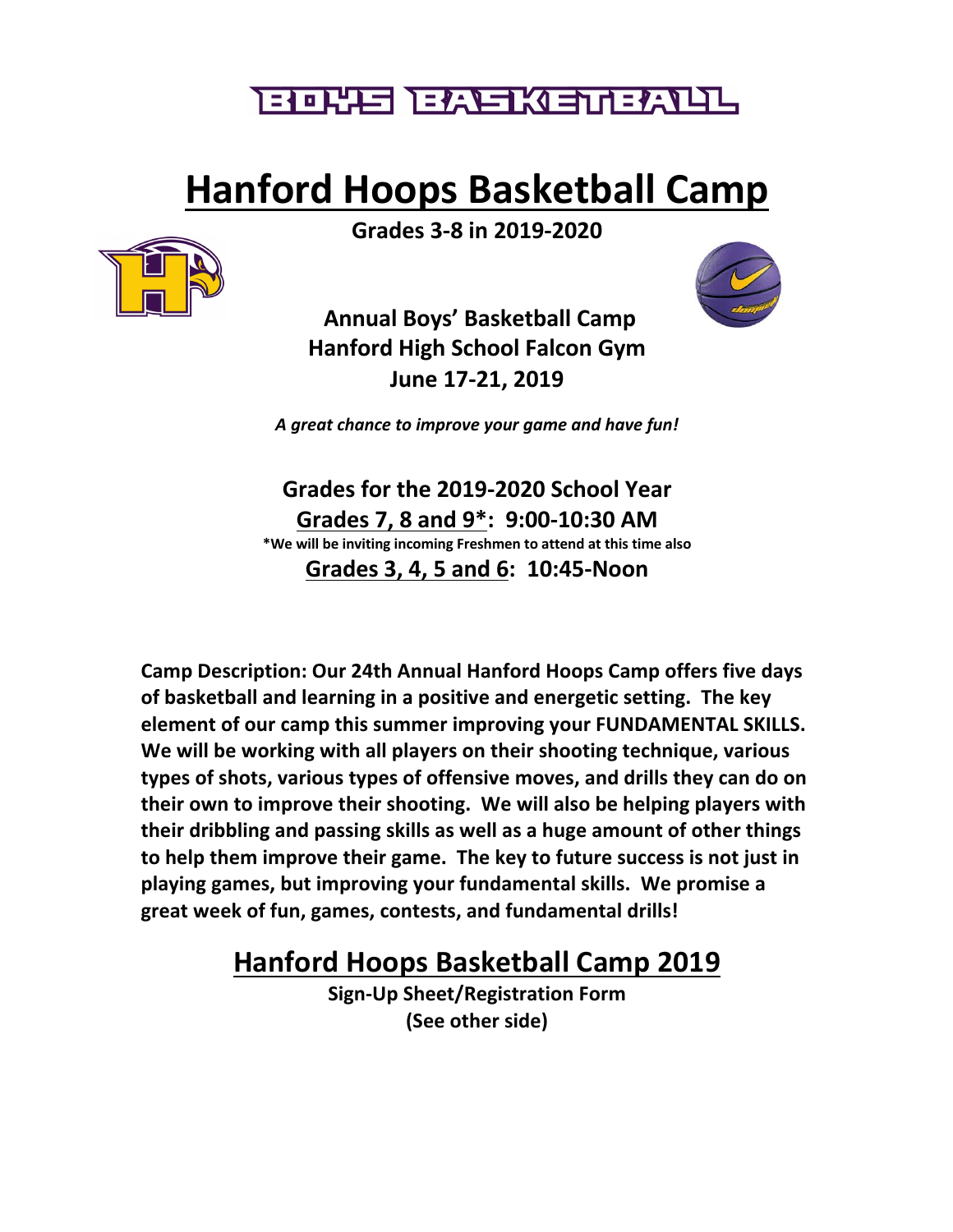# BOYS BASKETBALL

# Hanford Hoops Basketball Camp

**Grades 3-8 in 2019-2020**

**Annual Boys' Basketball Camp**
**Hanford High School Falcon Gym**
**June 17-21, 2019**

*A great chance to improve your game and have fun!*

**Grades for the 2019-2020 School Year**

**Grades 7, 8 and 9*: 9:00-10:30 AM**

*We will be inviting incoming Freshmen to attend at this time also

**Grades 3, 4, 5 and 6: 10:45-Noon**

**Camp Description: Our 24th Annual Hanford Hoops Camp offers five days of basketball and learning in a positive and energetic setting. The key element of our camp this summer improving your FUNDAMENTAL SKILLS. We will be working with all players on their shooting technique, various types of shots, various types of offensive moves, and drills they can do on their own to improve their shooting. We will also be helping players with their dribbling and passing skills as well as a huge amount of other things to help them improve their game. The key to future success is not just in playing games, but improving your fundamental skills. We promise a great week of fun, games, contests, and fundamental drills!**

## Hanford Hoops Basketball Camp 2019

**Sign-Up Sheet/Registration Form**
**(See other side)**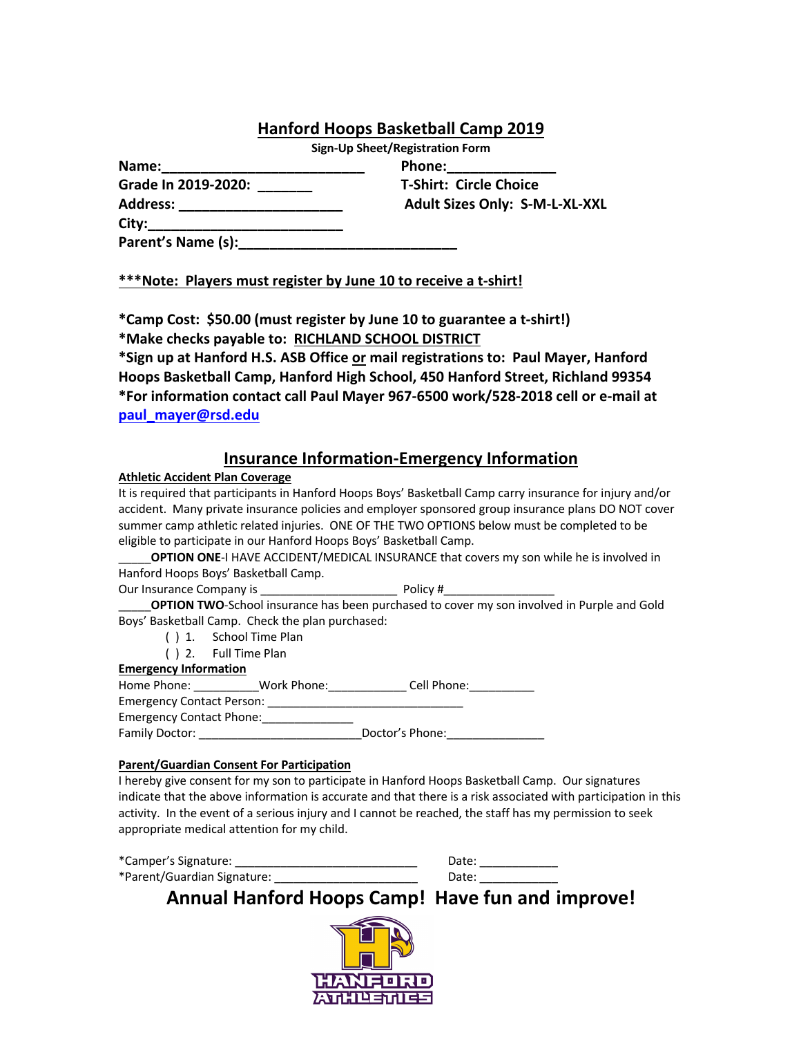# Hanford Hoops Basketball Camp 2019

**Sign-Up Sheet/Registration Form**

**Name:___________________________** **Phone:______________**

**Grade In 2019-2020: _______** **T-Shirt: Circle Choice**

**Address: ______________________** **Adult Sizes Only: S-M-L-XL-XXL**

**City:_________________________**

**Parent's Name (s):_____________________________**

**\*\*\*Note: Players must register by June 10 to receive a t-shirt!**

**\*Camp Cost: $50.00 (must register by June 10 to guarantee a t-shirt!)**
**\*Make checks payable to: RICHLAND SCHOOL DISTRICT**
**\*Sign up at Hanford H.S. ASB Office or mail registrations to: Paul Mayer, Hanford Hoops Basketball Camp, Hanford High School, 450 Hanford Street, Richland 99354**
**\*For information contact call Paul Mayer 967-6500 work/528-2018 cell or e-mail at paul_mayer@rsd.edu**

## Insurance Information-Emergency Information

**Athletic Accident Plan Coverage**

It is required that participants in Hanford Hoops Boys' Basketball Camp carry insurance for injury and/or accident. Many private insurance policies and employer sponsored group insurance plans DO NOT cover summer camp athletic related injuries. ONE OF THE TWO OPTIONS below must be completed to be eligible to participate in our Hanford Hoops Boys' Basketball Camp.

_____**OPTION ONE**-I HAVE ACCIDENT/MEDICAL INSURANCE that covers my son while he is involved in Hanford Hoops Boys' Basketball Camp.

Our Insurance Company is _____________________ Policy #_________________

_____**OPTION TWO**-School insurance has been purchased to cover my son involved in Purple and Gold Boys' Basketball Camp. Check the plan purchased:

( ) 1. School Time Plan
( ) 2. Full Time Plan

**Emergency Information**

Home Phone: __________Work Phone:____________ Cell Phone:__________

Emergency Contact Person: ______________________________

Emergency Contact Phone:______________

Family Doctor: _________________________Doctor's Phone:_______________

**Parent/Guardian Consent For Participation**

I hereby give consent for my son to participate in Hanford Hoops Basketball Camp. Our signatures indicate that the above information is accurate and that there is a risk associated with participation in this activity. In the event of a serious injury and I cannot be reached, the staff has my permission to seek appropriate medical attention for my child.

\*Camper's Signature: ____________________________ Date: ____________

\*Parent/Guardian Signature: ______________________ Date: ____________

**Annual Hanford Hoops Camp! Have fun and improve!**

HANFORD ATHLETICS